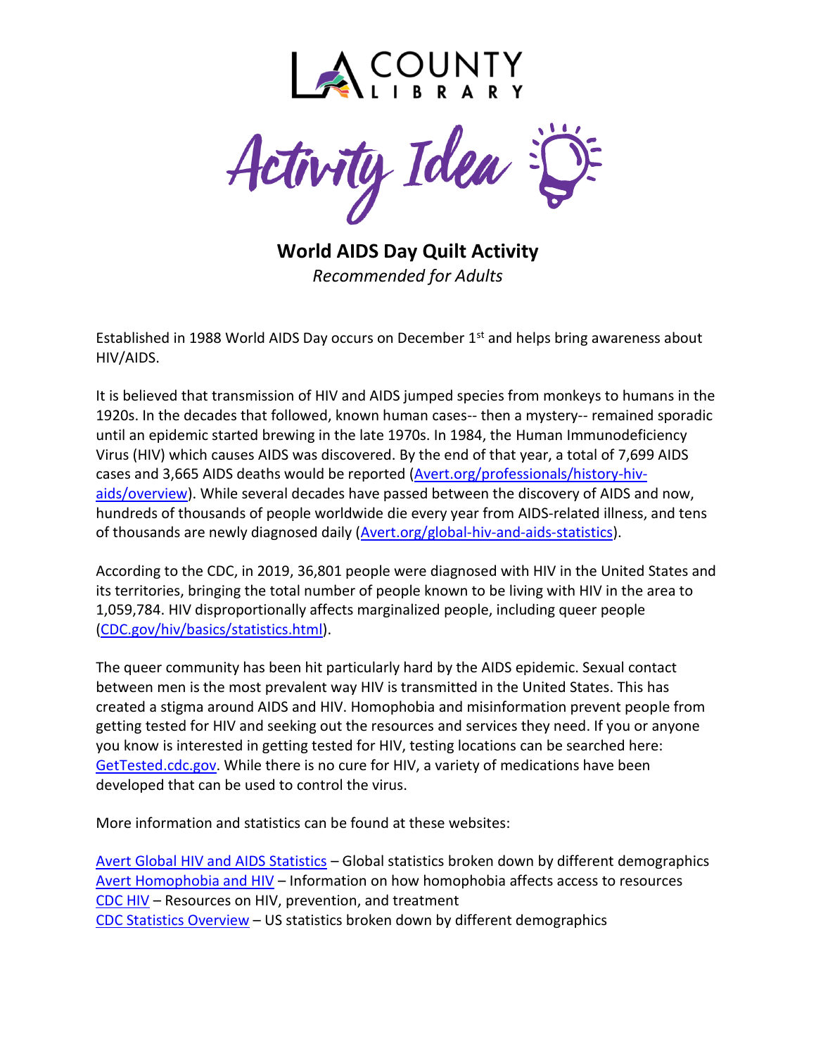LA COUNTY LIBRARY

Activity Idea

# World AIDS Day Quilt Activity

*Recommended for Adults*

Established in 1988 World AIDS Day occurs on December 1st and helps bring awareness about HIV/AIDS.

It is believed that transmission of HIV and AIDS jumped species from monkeys to humans in the 1920s. In the decades that followed, known human cases-- then a mystery-- remained sporadic until an epidemic started brewing in the late 1970s. In 1984, the Human Immunodeficiency Virus (HIV) which causes AIDS was discovered. By the end of that year, a total of 7,699 AIDS cases and 3,665 AIDS deaths would be reported (Avert.org/professionals/history-hiv-aids/overview). While several decades have passed between the discovery of AIDS and now, hundreds of thousands of people worldwide die every year from AIDS-related illness, and tens of thousands are newly diagnosed daily (Avert.org/global-hiv-and-aids-statistics).

According to the CDC, in 2019, 36,801 people were diagnosed with HIV in the United States and its territories, bringing the total number of people known to be living with HIV in the area to 1,059,784. HIV disproportionally affects marginalized people, including queer people (CDC.gov/hiv/basics/statistics.html).

The queer community has been hit particularly hard by the AIDS epidemic. Sexual contact between men is the most prevalent way HIV is transmitted in the United States. This has created a stigma around AIDS and HIV. Homophobia and misinformation prevent people from getting tested for HIV and seeking out the resources and services they need. If you or anyone you know is interested in getting tested for HIV, testing locations can be searched here: GetTested.cdc.gov. While there is no cure for HIV, a variety of medications have been developed that can be used to control the virus.

More information and statistics can be found at these websites:

Avert Global HIV and AIDS Statistics – Global statistics broken down by different demographics
Avert Homophobia and HIV – Information on how homophobia affects access to resources
CDC HIV – Resources on HIV, prevention, and treatment
CDC Statistics Overview – US statistics broken down by different demographics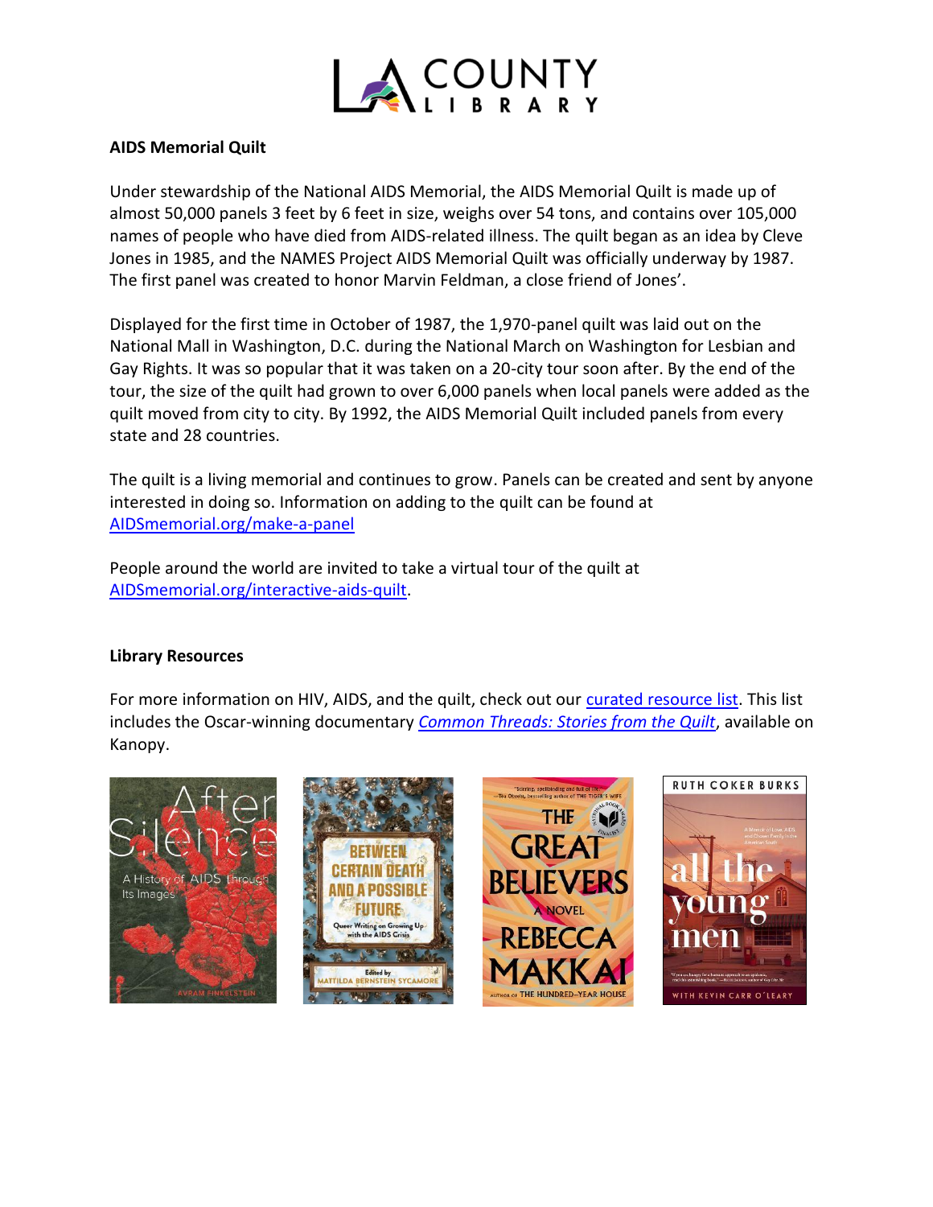**AIDS Memorial Quilt**

Under stewardship of the National AIDS Memorial, the AIDS Memorial Quilt is made up of almost 50,000 panels 3 feet by 6 feet in size, weighs over 54 tons, and contains over 105,000 names of people who have died from AIDS-related illness. The quilt began as an idea by Cleve Jones in 1985, and the NAMES Project AIDS Memorial Quilt was officially underway by 1987. The first panel was created to honor Marvin Feldman, a close friend of Jones'.

Displayed for the first time in October of 1987, the 1,970-panel quilt was laid out on the National Mall in Washington, D.C. during the National March on Washington for Lesbian and Gay Rights. It was so popular that it was taken on a 20-city tour soon after. By the end of the tour, the size of the quilt had grown to over 6,000 panels when local panels were added as the quilt moved from city to city. By 1992, the AIDS Memorial Quilt included panels from every state and 28 countries.

The quilt is a living memorial and continues to grow. Panels can be created and sent by anyone interested in doing so. Information on adding to the quilt can be found at AIDSmemorial.org/make-a-panel

People around the world are invited to take a virtual tour of the quilt at AIDSmemorial.org/interactive-aids-quilt.

**Library Resources**

For more information on HIV, AIDS, and the quilt, check out our curated resource list. This list includes the Oscar-winning documentary *Common Threads: Stories from the Quilt*, available on Kanopy.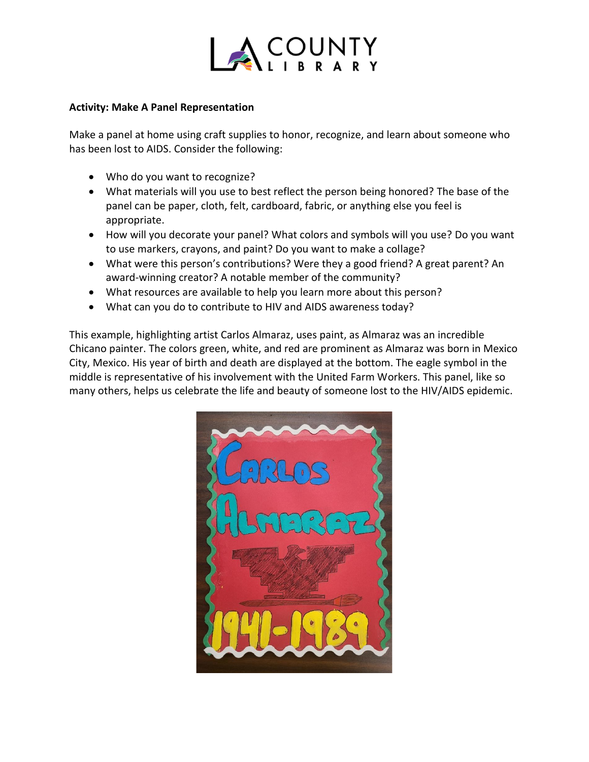**Activity: Make A Panel Representation**

Make a panel at home using craft supplies to honor, recognize, and learn about someone who has been lost to AIDS. Consider the following:

- Who do you want to recognize?
- What materials will you use to best reflect the person being honored? The base of the panel can be paper, cloth, felt, cardboard, fabric, or anything else you feel is appropriate.
- How will you decorate your panel? What colors and symbols will you use? Do you want to use markers, crayons, and paint? Do you want to make a collage?
- What were this person's contributions? Were they a good friend? A great parent? An award-winning creator? A notable member of the community?
- What resources are available to help you learn more about this person?
- What can you do to contribute to HIV and AIDS awareness today?

This example, highlighting artist Carlos Almaraz, uses paint, as Almaraz was an incredible Chicano painter. The colors green, white, and red are prominent as Almaraz was born in Mexico City, Mexico. His year of birth and death are displayed at the bottom. The eagle symbol in the middle is representative of his involvement with the United Farm Workers. This panel, like so many others, helps us celebrate the life and beauty of someone lost to the HIV/AIDS epidemic.